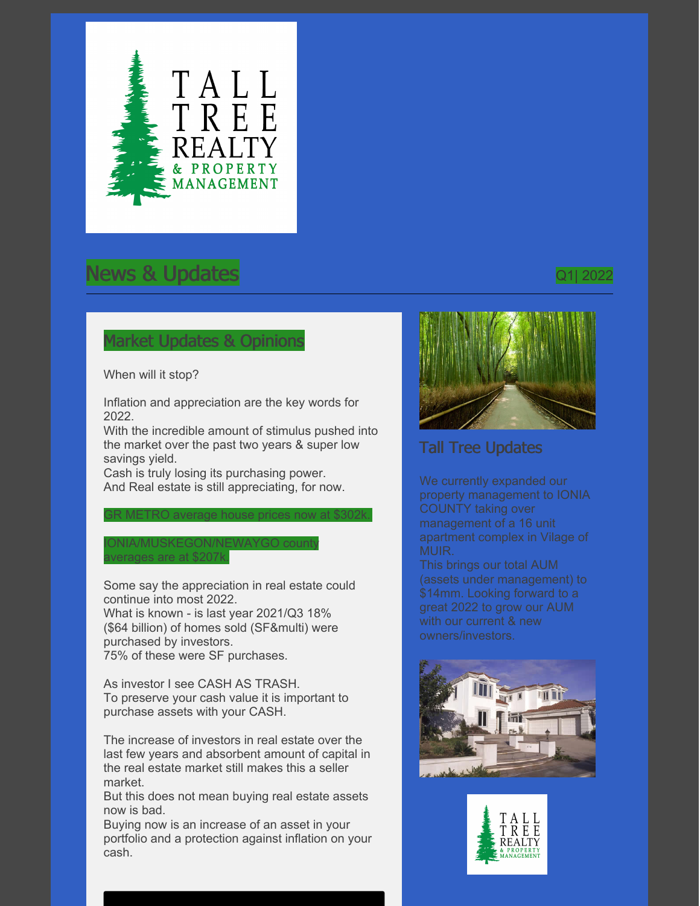# TALL TREE REALTY & PROPERTY MANAGEMENT

## News & Updates

Q1| 2022

### Market Updates & Opinions

When will it stop?

Inflation and appreciation are the key words for 2022.
With the incredible amount of stimulus pushed into the market over the past two years & super low savings yield.
Cash is truly losing its purchasing power.
And Real estate is still appreciating, for now.

GR METRO average house prices now at $302k.

IONIA/MUSKEGON/NEWAYGO county averages are at $207k.

Some say the appreciation in real estate could continue into most 2022.
What is known - is last year 2021/Q3 18% ($64 billion) of homes sold (SF&multi) were purchased by investors.
75% of these were SF purchases.

As investor I see CASH AS TRASH.
To preserve your cash value it is important to purchase assets with your CASH.

The increase of investors in real estate over the last few years and absorbent amount of capital in the real estate market still makes this a seller market.
But this does not mean buying real estate assets now is bad.
Buying now is an increase of an asset in your portfolio and a protection against inflation on your cash.

### Tall Tree Updates

We currently expanded our property management to IONIA COUNTY taking over management of a 16 unit apartment complex in Vilage of MUIR.
This brings our total AUM (assets under management) to $14mm. Looking forward to a great 2022 to grow our AUM with our current & new owners/investors.

TALL TREE REALTY & PROPERTY MANAGEMENT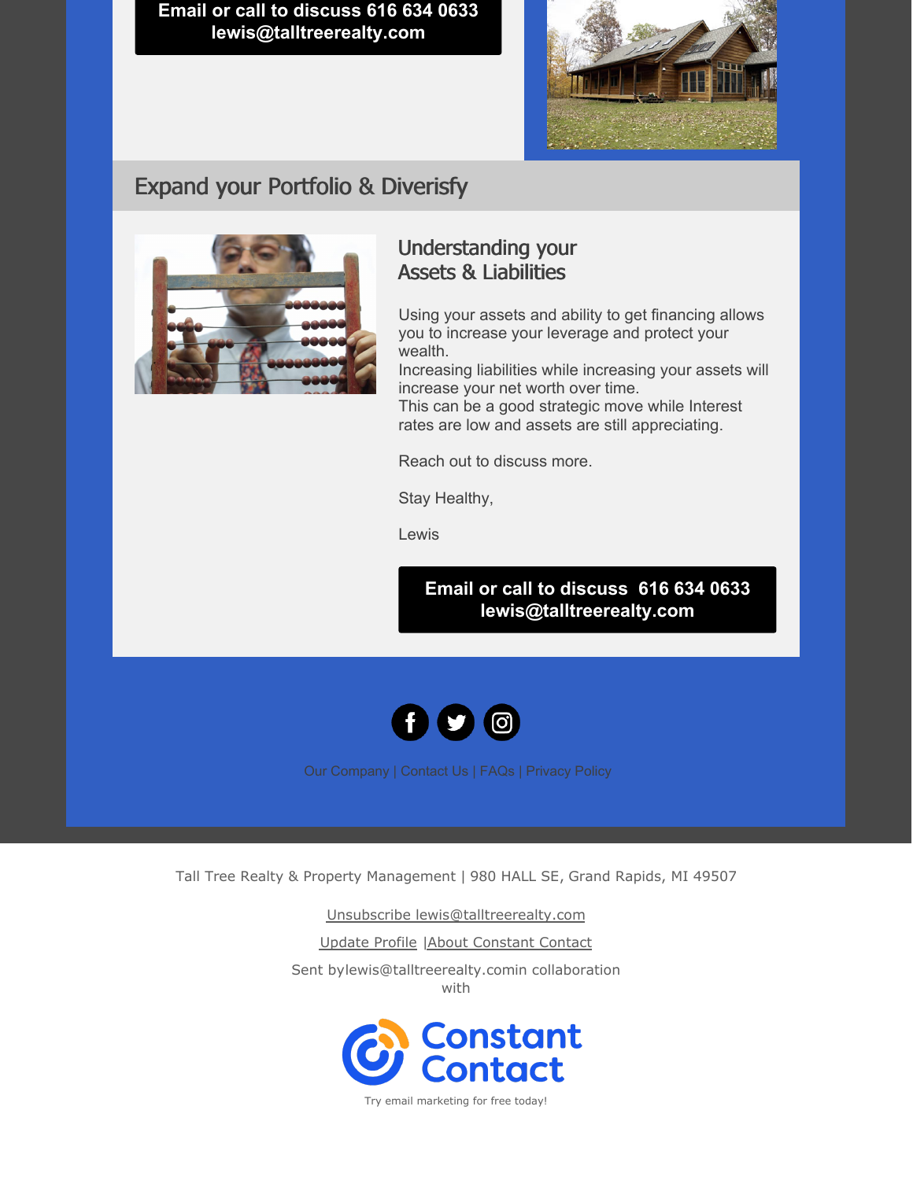**Email or call to discuss 616 634 0633**
**lewis@talltreerealty.com**

## Expand your Portfolio & Diverisfy

### Understanding your Assets & Liabilities

Using your assets and ability to get financing allows you to increase your leverage and protect your wealth.
Increasing liabilities while increasing your assets will increase your net worth over time.
This can be a good strategic move while Interest rates are low and assets are still appreciating.

Reach out to discuss more.

Stay Healthy,

Lewis

**Email or call to discuss 616 634 0633**
**lewis@talltreerealty.com**

Our Company | Contact Us | FAQs | Privacy Policy

Tall Tree Realty & Property Management | 980 HALL SE, Grand Rapids, MI 49507

Unsubscribe lewis@talltreerealty.com

Update Profile |About Constant Contact

Sent bylewis@talltreerealty.comin collaboration with

Constant Contact

Try email marketing for free today!